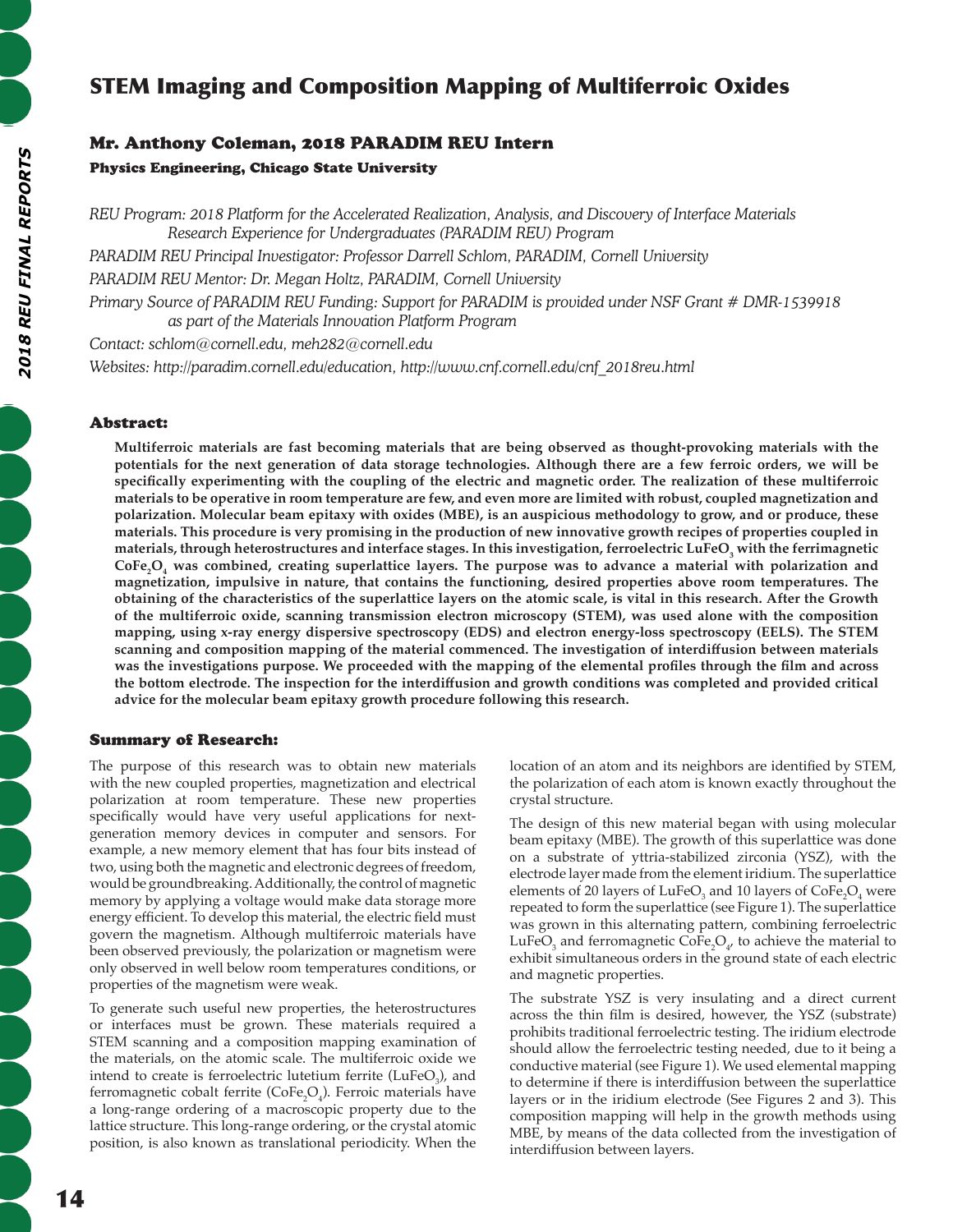# STEM Imaging and Composition Mapping of Multiferroic Oxides

## Mr. Anthony Coleman, 2018 PARADIM REU Intern

### Physics Engineering, Chicago State University

*REU Program: 2018 Platform for the Accelerated Realization, Analysis, and Discovery of Interface Materials Research Experience for Undergraduates (PARADIM REU) Program*

*PARADIM REU Principal Investigator: Professor Darrell Schlom, PARADIM, Cornell University*

*PARADIM REU Mentor: Dr. Megan Holtz, PARADIM, Cornell University*

*Primary Source of PARADIM REU Funding: Support for PARADIM is provided under NSF Grant # DMR-1539918 as part of the Materials Innovation Platform Program*

*Contact: schlom@cornell.edu, meh282@cornell.edu*

*Websites: http://paradim.cornell.edu/education, http://www.cnf.cornell.edu/cnf_2018reu.html*

## Abstract:

**Multiferroic materials are fast becoming materials that are being observed as thought-provoking materials with the potentials for the next generation of data storage technologies. Although there are a few ferroic orders, we will be specifically experimenting with the coupling of the electric and magnetic order. The realization of these multiferroic materials to be operative in room temperature are few, and even more are limited with robust, coupled magnetization and polarization. Molecular beam epitaxy with oxides (MBE), is an auspicious methodology to grow, and or produce, these materials. This procedure is very promising in the production of new innovative growth recipes of properties coupled in materials, through heterostructures and interface stages. In this investigation, ferroelectric $LuFeO_3$ with the ferrimagnetic $CoFe_2O_4$ was combined, creating superlattice layers. The purpose was to advance a material with polarization and magnetization, impulsive in nature, that contains the functioning, desired properties above room temperatures. The obtaining of the characteristics of the superlattice layers on the atomic scale, is vital in this research. After the Growth of the multiferroic oxide, scanning transmission electron microscopy (STEM), was used alone with the composition mapping, using x-ray energy dispersive spectroscopy (EDS) and electron energy-loss spectroscopy (EELS). The STEM scanning and composition mapping of the material commenced. The investigation of interdiffusion between materials was the investigations purpose. We proceeded with the mapping of the elemental profiles through the film and across the bottom electrode. The inspection for the interdiffusion and growth conditions was completed and provided critical advice for the molecular beam epitaxy growth procedure following this research.**

## Summary of Research:

The purpose of this research was to obtain new materials with the new coupled properties, magnetization and electrical polarization at room temperature. These new properties specifically would have very useful applications for next-generation memory devices in computer and sensors. For example, a new memory element that has four bits instead of two, using both the magnetic and electronic degrees of freedom, would be groundbreaking. Additionally, the control of magnetic memory by applying a voltage would make data storage more energy efficient. To develop this material, the electric field must govern the magnetism. Although multiferroic materials have been observed previously, the polarization or magnetism were only observed in well below room temperatures conditions, or properties of the magnetism were weak.

To generate such useful new properties, the heterostructures or interfaces must be grown. These materials required a STEM scanning and a composition mapping examination of the materials, on the atomic scale. The multiferroic oxide we intend to create is ferroelectric lutetium ferrite ($LuFeO_3$), and ferromagnetic cobalt ferrite ($CoFe_2O_4$). Ferroic materials have a long-range ordering of a macroscopic property due to the lattice structure. This long-range ordering, or the crystal atomic position, is also known as translational periodicity. When the location of an atom and its neighbors are identified by STEM, the polarization of each atom is known exactly throughout the crystal structure.

The design of this new material began with using molecular beam epitaxy (MBE). The growth of this superlattice was done on a substrate of yttria-stabilized zirconia (YSZ), with the electrode layer made from the element iridium. The superlattice elements of 20 layers of $LuFeO_3$ and 10 layers of $CoFe_2O_4$ were repeated to form the superlattice (see Figure 1). The superlattice was grown in this alternating pattern, combining ferroelectric $LuFeO_3$ and ferromagnetic $CoFe_2O_4$, to achieve the material to exhibit simultaneous orders in the ground state of each electric and magnetic properties.

The substrate YSZ is very insulating and a direct current across the thin film is desired, however, the YSZ (substrate) prohibits traditional ferroelectric testing. The iridium electrode should allow the ferroelectric testing needed, due to it being a conductive material (see Figure 1). We used elemental mapping to determine if there is interdiffusion between the superlattice layers or in the iridium electrode (See Figures 2 and 3). This composition mapping will help in the growth methods using MBE, by means of the data collected from the investigation of interdiffusion between layers.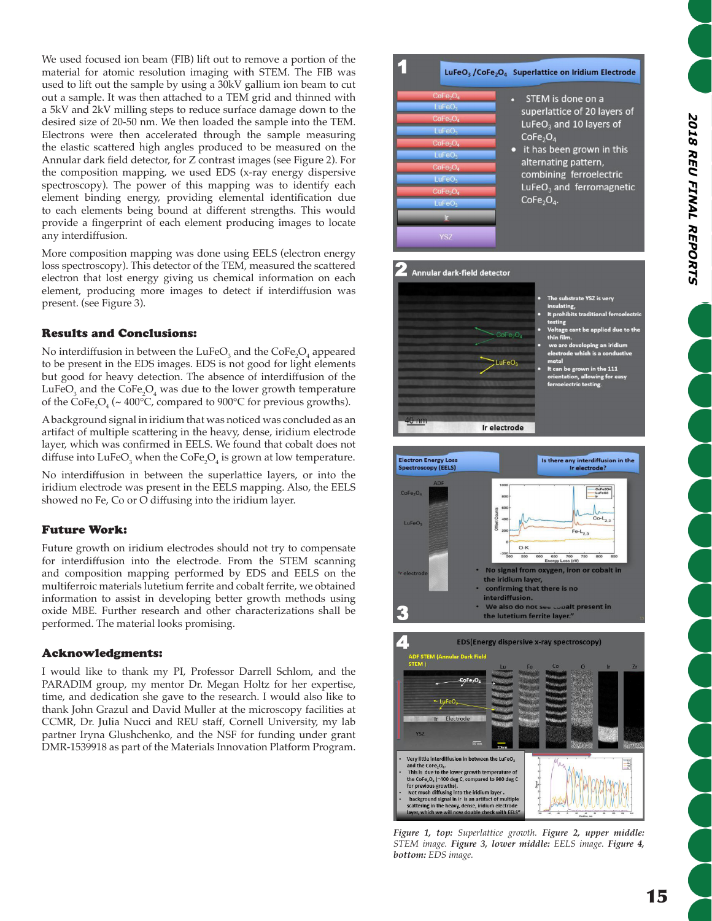We used focused ion beam (FIB) lift out to remove a portion of the material for atomic resolution imaging with STEM. The FIB was used to lift out the sample by using a 30kV gallium ion beam to cut out a sample. It was then attached to a TEM grid and thinned with a 5kV and 2kV milling steps to reduce surface damage down to the desired size of 20-50 nm. We then loaded the sample into the TEM. Electrons were then accelerated through the sample measuring the elastic scattered high angles produced to be measured on the Annular dark field detector, for Z contrast images (see Figure 2). For the composition mapping, we used EDS (x-ray energy dispersive spectroscopy). The power of this mapping was to identify each element binding energy, providing elemental identification due to each elements being bound at different strengths. This would provide a fingerprint of each element producing images to locate any interdiffusion.

More composition mapping was done using EELS (electron energy loss spectroscopy). This detector of the TEM, measured the scattered electron that lost energy giving us chemical information on each element, producing more images to detect if interdiffusion was present. (see Figure 3).

## Results and Conclusions:

No interdiffusion in between the $LuFeO_3$ and the $CoFe_2O_4$ appeared to be present in the EDS images. EDS is not good for light elements but good for heavy detection. The absence of interdiffusion of the $LuFeO_3$ and the $CoFe_2O_4$ was due to the lower growth temperature of the $CoFe_2O_4$ (~ 400°C, compared to 900°C for previous growths).

A background signal in iridium that was noticed was concluded as an artifact of multiple scattering in the heavy, dense, iridium electrode layer, which was confirmed in EELS. We found that cobalt does not diffuse into $LuFeO_3$ when the $CoFe_2O_4$ is grown at low temperature.

No interdiffusion in between the superlattice layers, or into the iridium electrode was present in the EELS mapping. Also, the EELS showed no Fe, Co or O diffusing into the iridium layer.

## Future Work:

Future growth on iridium electrodes should not try to compensate for interdiffusion into the electrode. From the STEM scanning and composition mapping performed by EDS and EELS on the multiferroic materials lutetium ferrite and cobalt ferrite, we obtained information to assist in developing better growth methods using oxide MBE. Further research and other characterizations shall be performed. The material looks promising.

## Acknowledgments:

I would like to thank my PI, Professor Darrell Schlom, and the PARADIM group, my mentor Dr. Megan Holtz for her expertise, time, and dedication she gave to the research. I would also like to thank John Grazul and David Muller at the microscopy facilities at CCMR, Dr. Julia Nucci and REU staff, Cornell University, my lab partner Iryna Glushchenko, and the NSF for funding under grant DMR-1539918 as part of the Materials Innovation Platform Program.

*Figure 1, top:* Superlattice growth. *Figure 2, upper middle:* STEM image. *Figure 3, lower middle:* EELS image. *Figure 4, bottom:* EDS image.